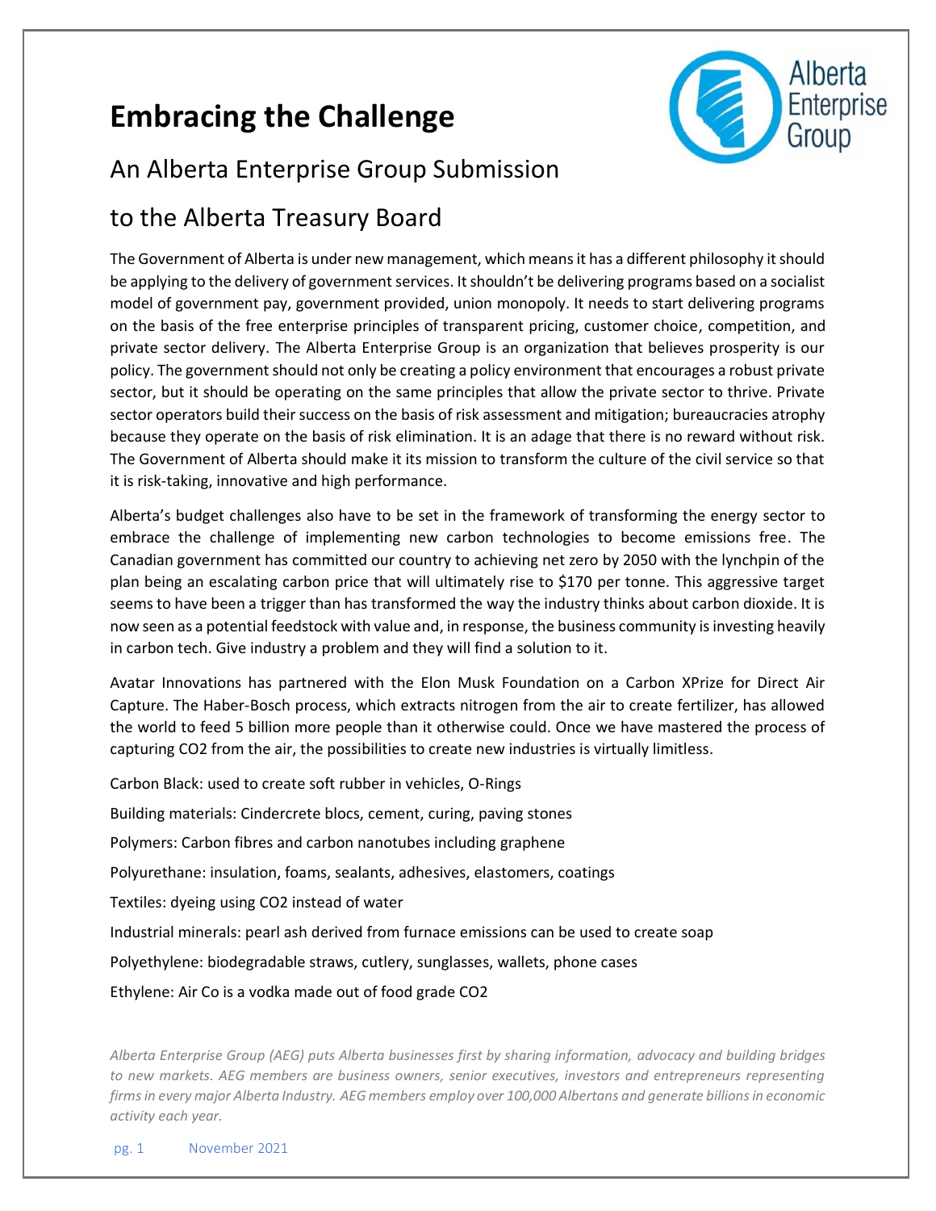# Embracing the Challenge

## An Alberta Enterprise Group Submission

## to the Alberta Treasury Board

The Government of Alberta is under new management, which means it has a different philosophy it should be applying to the delivery of government services. It shouldn't be delivering programs based on a socialist model of government pay, government provided, union monopoly. It needs to start delivering programs on the basis of the free enterprise principles of transparent pricing, customer choice, competition, and private sector delivery. The Alberta Enterprise Group is an organization that believes prosperity is our policy. The government should not only be creating a policy environment that encourages a robust private sector, but it should be operating on the same principles that allow the private sector to thrive. Private sector operators build their success on the basis of risk assessment and mitigation; bureaucracies atrophy because they operate on the basis of risk elimination. It is an adage that there is no reward without risk. The Government of Alberta should make it its mission to transform the culture of the civil service so that it is risk-taking, innovative and high performance.

Alberta's budget challenges also have to be set in the framework of transforming the energy sector to embrace the challenge of implementing new carbon technologies to become emissions free. The Canadian government has committed our country to achieving net zero by 2050 with the lynchpin of the plan being an escalating carbon price that will ultimately rise to $170 per tonne. This aggressive target seems to have been a trigger than has transformed the way the industry thinks about carbon dioxide. It is now seen as a potential feedstock with value and, in response, the business community is investing heavily in carbon tech. Give industry a problem and they will find a solution to it.

Avatar Innovations has partnered with the Elon Musk Foundation on a Carbon XPrize for Direct Air Capture. The Haber-Bosch process, which extracts nitrogen from the air to create fertilizer, has allowed the world to feed 5 billion more people than it otherwise could. Once we have mastered the process of capturing CO2 from the air, the possibilities to create new industries is virtually limitless.

Carbon Black: used to create soft rubber in vehicles, O-Rings

Building materials: Cindercrete blocs, cement, curing, paving stones

Polymers: Carbon fibres and carbon nanotubes including graphene

Polyurethane: insulation, foams, sealants, adhesives, elastomers, coatings

Textiles: dyeing using CO2 instead of water

Industrial minerals: pearl ash derived from furnace emissions can be used to create soap

Polyethylene: biodegradable straws, cutlery, sunglasses, wallets, phone cases

Ethylene: Air Co is a vodka made out of food grade CO2

*Alberta Enterprise Group (AEG) puts Alberta businesses first by sharing information, advocacy and building bridges to new markets. AEG members are business owners, senior executives, investors and entrepreneurs representing firms in every major Alberta Industry. AEG members employ over 100,000 Albertans and generate billions in economic activity each year.*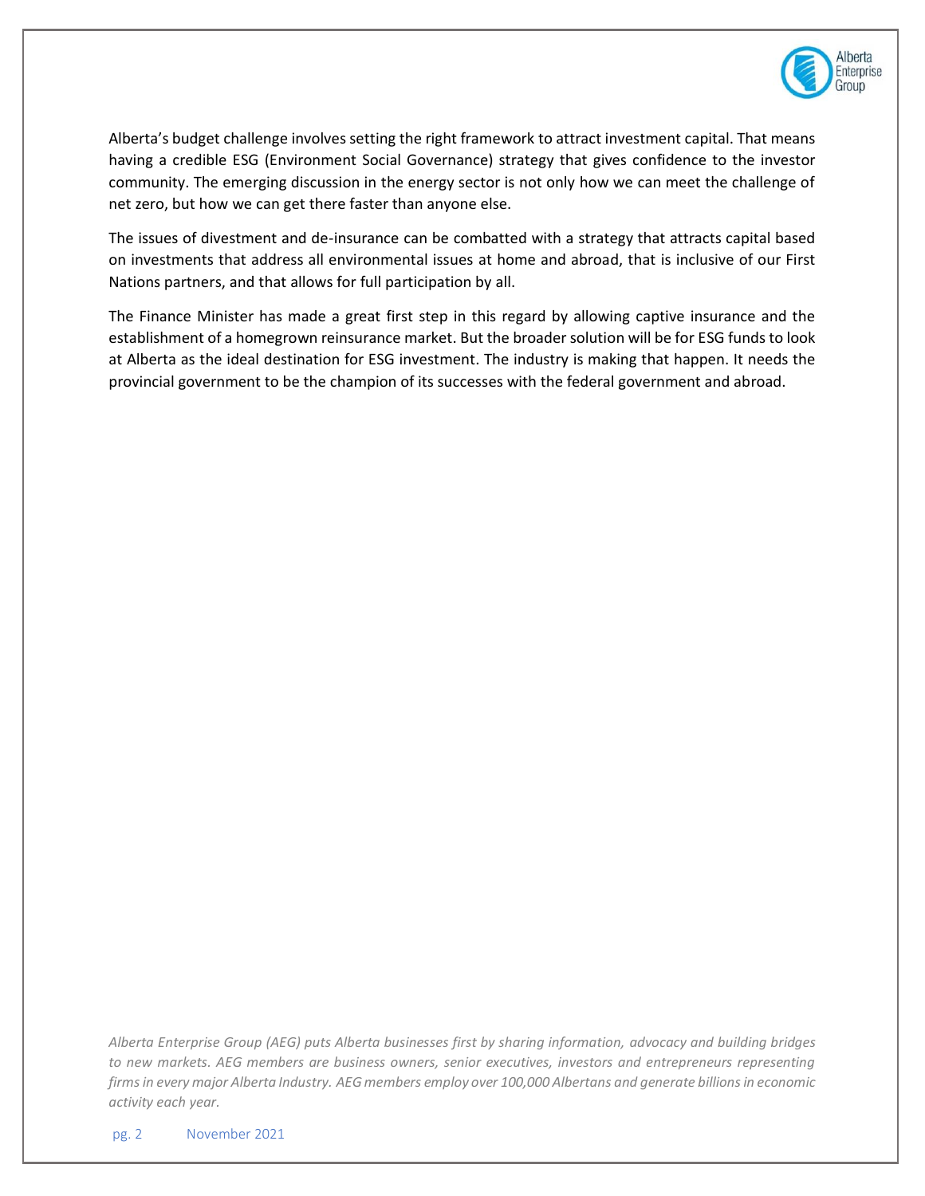Alberta's budget challenge involves setting the right framework to attract investment capital. That means having a credible ESG (Environment Social Governance) strategy that gives confidence to the investor community. The emerging discussion in the energy sector is not only how we can meet the challenge of net zero, but how we can get there faster than anyone else.

The issues of divestment and de-insurance can be combatted with a strategy that attracts capital based on investments that address all environmental issues at home and abroad, that is inclusive of our First Nations partners, and that allows for full participation by all.

The Finance Minister has made a great first step in this regard by allowing captive insurance and the establishment of a homegrown reinsurance market. But the broader solution will be for ESG funds to look at Alberta as the ideal destination for ESG investment. The industry is making that happen. It needs the provincial government to be the champion of its successes with the federal government and abroad.

*Alberta Enterprise Group (AEG) puts Alberta businesses first by sharing information, advocacy and building bridges to new markets. AEG members are business owners, senior executives, investors and entrepreneurs representing firms in every major Alberta Industry. AEG members employ over 100,000 Albertans and generate billions in economic activity each year.*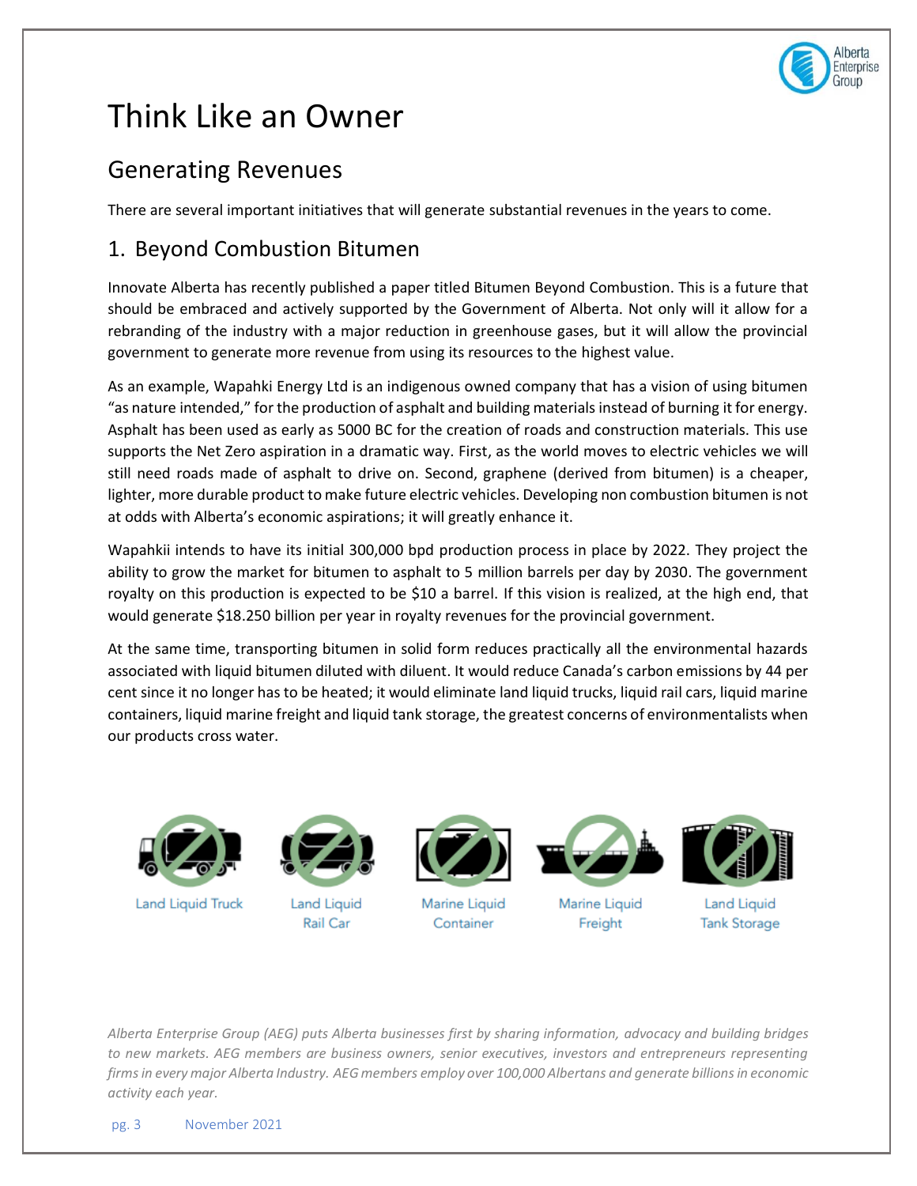# Think Like an Owner

## Generating Revenues

There are several important initiatives that will generate substantial revenues in the years to come.

## 1. Beyond Combustion Bitumen

Innovate Alberta has recently published a paper titled Bitumen Beyond Combustion. This is a future that should be embraced and actively supported by the Government of Alberta. Not only will it allow for a rebranding of the industry with a major reduction in greenhouse gases, but it will allow the provincial government to generate more revenue from using its resources to the highest value.

As an example, Wapahki Energy Ltd is an indigenous owned company that has a vision of using bitumen "as nature intended," for the production of asphalt and building materials instead of burning it for energy. Asphalt has been used as early as 5000 BC for the creation of roads and construction materials. This use supports the Net Zero aspiration in a dramatic way. First, as the world moves to electric vehicles we will still need roads made of asphalt to drive on. Second, graphene (derived from bitumen) is a cheaper, lighter, more durable product to make future electric vehicles. Developing non combustion bitumen is not at odds with Alberta's economic aspirations; it will greatly enhance it.

Wapahkii intends to have its initial 300,000 bpd production process in place by 2022. They project the ability to grow the market for bitumen to asphalt to 5 million barrels per day by 2030. The government royalty on this production is expected to be $10 a barrel. If this vision is realized, at the high end, that would generate $18.250 billion per year in royalty revenues for the provincial government.

At the same time, transporting bitumen in solid form reduces practically all the environmental hazards associated with liquid bitumen diluted with diluent. It would reduce Canada's carbon emissions by 44 per cent since it no longer has to be heated; it would eliminate land liquid trucks, liquid rail cars, liquid marine containers, liquid marine freight and liquid tank storage, the greatest concerns of environmentalists when our products cross water.

Land Liquid Truck | Land Liquid Rail Car | Marine Liquid Container | Marine Liquid Freight | Land Liquid Tank Storage

*Alberta Enterprise Group (AEG) puts Alberta businesses first by sharing information, advocacy and building bridges to new markets. AEG members are business owners, senior executives, investors and entrepreneurs representing firms in every major Alberta Industry. AEG members employ over 100,000 Albertans and generate billions in economic activity each year.*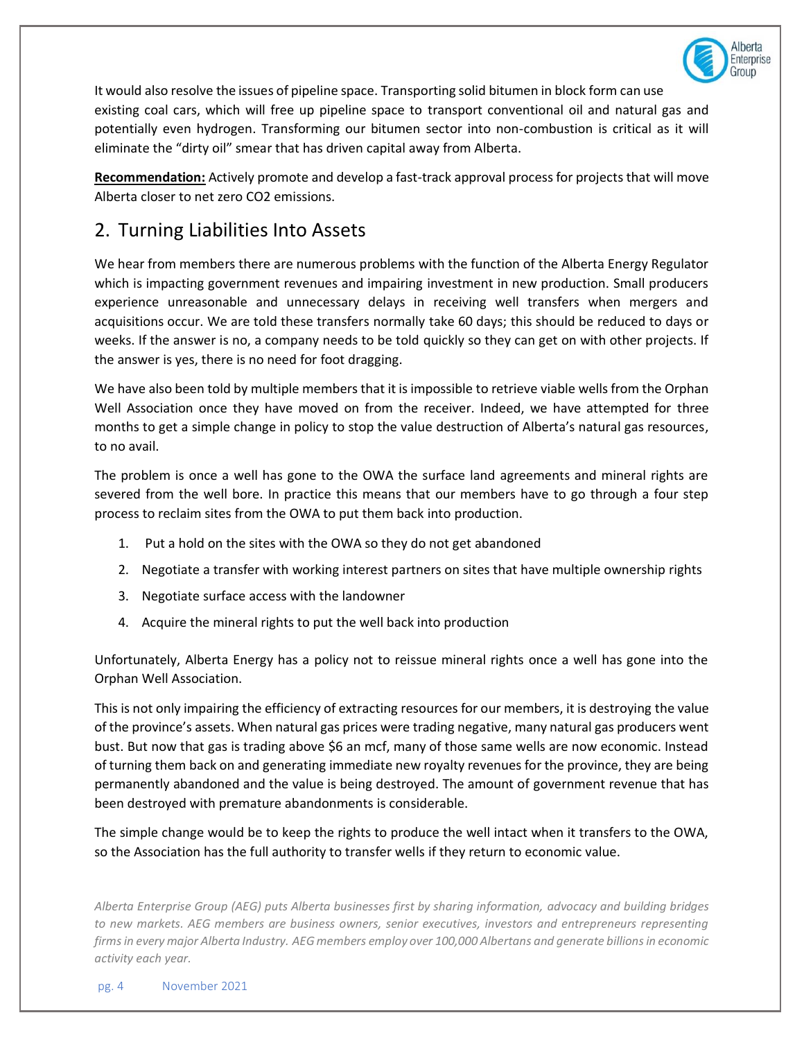It would also resolve the issues of pipeline space. Transporting solid bitumen in block form can use existing coal cars, which will free up pipeline space to transport conventional oil and natural gas and potentially even hydrogen. Transforming our bitumen sector into non-combustion is critical as it will eliminate the "dirty oil" smear that has driven capital away from Alberta.

**Recommendation:** Actively promote and develop a fast-track approval process for projects that will move Alberta closer to net zero $CO_2$ emissions.

## 2. Turning Liabilities Into Assets

We hear from members there are numerous problems with the function of the Alberta Energy Regulator which is impacting government revenues and impairing investment in new production. Small producers experience unreasonable and unnecessary delays in receiving well transfers when mergers and acquisitions occur. We are told these transfers normally take 60 days; this should be reduced to days or weeks. If the answer is no, a company needs to be told quickly so they can get on with other projects. If the answer is yes, there is no need for foot dragging.

We have also been told by multiple members that it is impossible to retrieve viable wells from the Orphan Well Association once they have moved on from the receiver. Indeed, we have attempted for three months to get a simple change in policy to stop the value destruction of Alberta's natural gas resources, to no avail.

The problem is once a well has gone to the OWA the surface land agreements and mineral rights are severed from the well bore. In practice this means that our members have to go through a four step process to reclaim sites from the OWA to put them back into production.

1. Put a hold on the sites with the OWA so they do not get abandoned
2. Negotiate a transfer with working interest partners on sites that have multiple ownership rights
3. Negotiate surface access with the landowner
4. Acquire the mineral rights to put the well back into production

Unfortunately, Alberta Energy has a policy not to reissue mineral rights once a well has gone into the Orphan Well Association.

This is not only impairing the efficiency of extracting resources for our members, it is destroying the value of the province's assets. When natural gas prices were trading negative, many natural gas producers went bust. But now that gas is trading above $6 an mcf, many of those same wells are now economic. Instead of turning them back on and generating immediate new royalty revenues for the province, they are being permanently abandoned and the value is being destroyed. The amount of government revenue that has been destroyed with premature abandonments is considerable.

The simple change would be to keep the rights to produce the well intact when it transfers to the OWA, so the Association has the full authority to transfer wells if they return to economic value.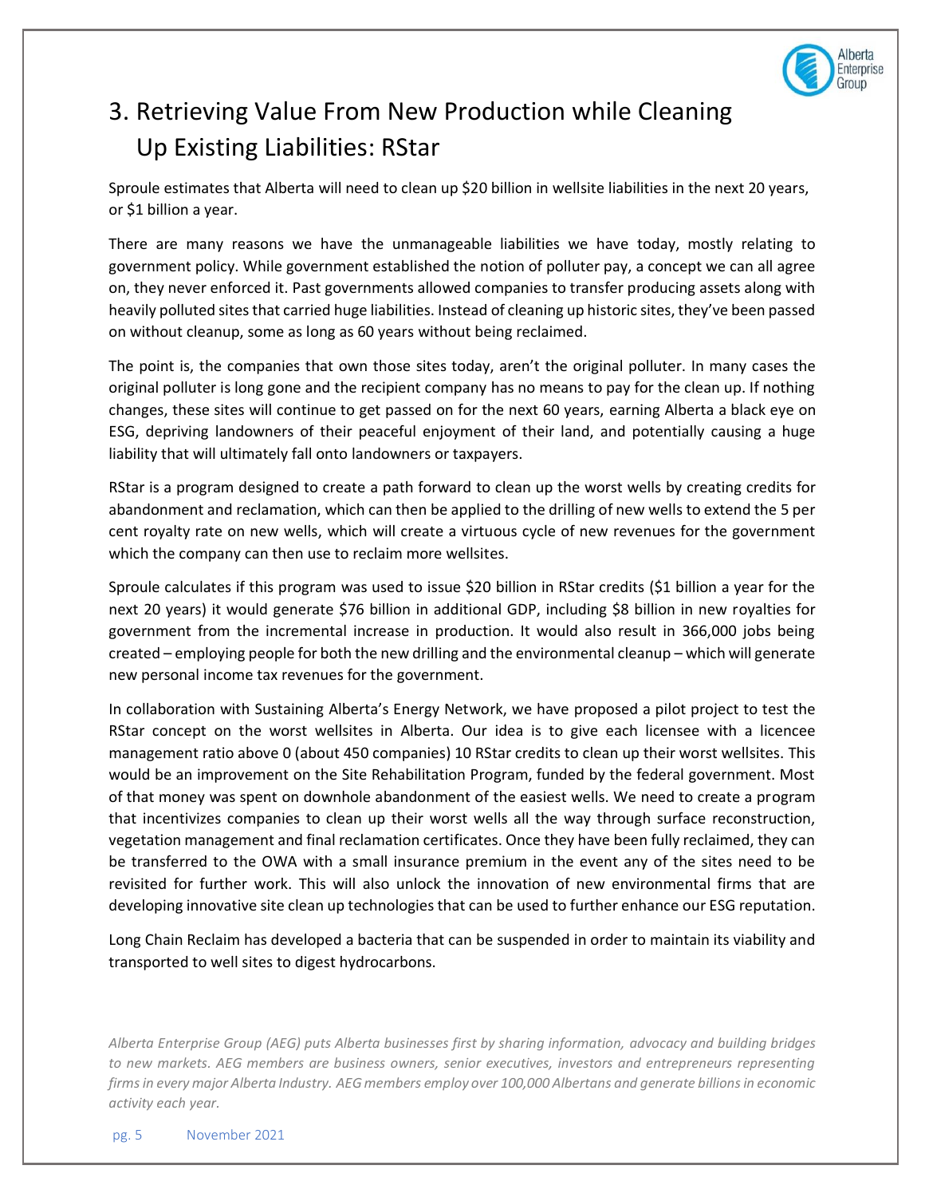# 3. Retrieving Value From New Production while Cleaning Up Existing Liabilities: RStar

Sproule estimates that Alberta will need to clean up $20 billion in wellsite liabilities in the next 20 years, or $1 billion a year.

There are many reasons we have the unmanageable liabilities we have today, mostly relating to government policy. While government established the notion of polluter pay, a concept we can all agree on, they never enforced it. Past governments allowed companies to transfer producing assets along with heavily polluted sites that carried huge liabilities. Instead of cleaning up historic sites, they've been passed on without cleanup, some as long as 60 years without being reclaimed.

The point is, the companies that own those sites today, aren't the original polluter. In many cases the original polluter is long gone and the recipient company has no means to pay for the clean up. If nothing changes, these sites will continue to get passed on for the next 60 years, earning Alberta a black eye on ESG, depriving landowners of their peaceful enjoyment of their land, and potentially causing a huge liability that will ultimately fall onto landowners or taxpayers.

RStar is a program designed to create a path forward to clean up the worst wells by creating credits for abandonment and reclamation, which can then be applied to the drilling of new wells to extend the 5 per cent royalty rate on new wells, which will create a virtuous cycle of new revenues for the government which the company can then use to reclaim more wellsites.

Sproule calculates if this program was used to issue $20 billion in RStar credits ($1 billion a year for the next 20 years) it would generate $76 billion in additional GDP, including $8 billion in new royalties for government from the incremental increase in production. It would also result in 366,000 jobs being created – employing people for both the new drilling and the environmental cleanup – which will generate new personal income tax revenues for the government.

In collaboration with Sustaining Alberta's Energy Network, we have proposed a pilot project to test the RStar concept on the worst wellsites in Alberta. Our idea is to give each licensee with a licencee management ratio above 0 (about 450 companies) 10 RStar credits to clean up their worst wellsites. This would be an improvement on the Site Rehabilitation Program, funded by the federal government. Most of that money was spent on downhole abandonment of the easiest wells. We need to create a program that incentivizes companies to clean up their worst wells all the way through surface reconstruction, vegetation management and final reclamation certificates. Once they have been fully reclaimed, they can be transferred to the OWA with a small insurance premium in the event any of the sites need to be revisited for further work. This will also unlock the innovation of new environmental firms that are developing innovative site clean up technologies that can be used to further enhance our ESG reputation.

Long Chain Reclaim has developed a bacteria that can be suspended in order to maintain its viability and transported to well sites to digest hydrocarbons.

*Alberta Enterprise Group (AEG) puts Alberta businesses first by sharing information, advocacy and building bridges to new markets. AEG members are business owners, senior executives, investors and entrepreneurs representing firms in every major Alberta Industry. AEG members employ over 100,000 Albertans and generate billions in economic activity each year.*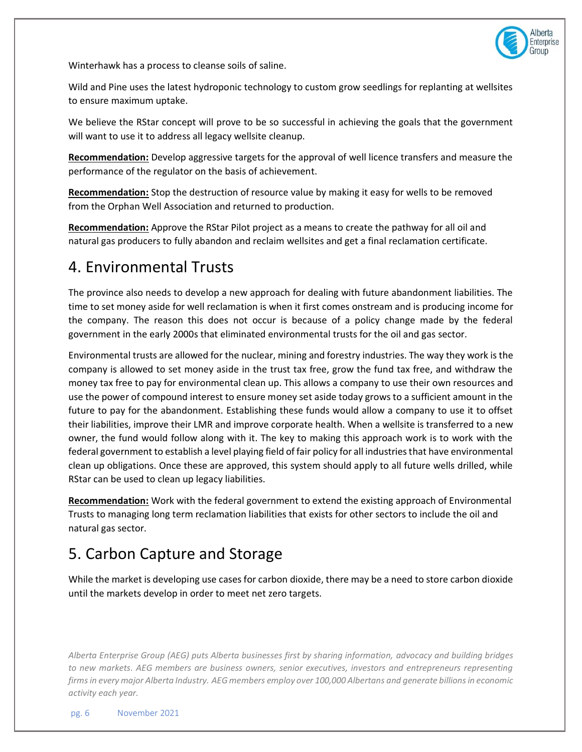Winterhawk has a process to cleanse soils of saline.

Wild and Pine uses the latest hydroponic technology to custom grow seedlings for replanting at wellsites to ensure maximum uptake.

We believe the RStar concept will prove to be so successful in achieving the goals that the government will want to use it to address all legacy wellsite cleanup.

**Recommendation:** Develop aggressive targets for the approval of well licence transfers and measure the performance of the regulator on the basis of achievement.

**Recommendation:** Stop the destruction of resource value by making it easy for wells to be removed from the Orphan Well Association and returned to production.

**Recommendation:** Approve the RStar Pilot project as a means to create the pathway for all oil and natural gas producers to fully abandon and reclaim wellsites and get a final reclamation certificate.

# 4. Environmental Trusts

The province also needs to develop a new approach for dealing with future abandonment liabilities. The time to set money aside for well reclamation is when it first comes onstream and is producing income for the company. The reason this does not occur is because of a policy change made by the federal government in the early 2000s that eliminated environmental trusts for the oil and gas sector.

Environmental trusts are allowed for the nuclear, mining and forestry industries. The way they work is the company is allowed to set money aside in the trust tax free, grow the fund tax free, and withdraw the money tax free to pay for environmental clean up. This allows a company to use their own resources and use the power of compound interest to ensure money set aside today grows to a sufficient amount in the future to pay for the abandonment. Establishing these funds would allow a company to use it to offset their liabilities, improve their LMR and improve corporate health. When a wellsite is transferred to a new owner, the fund would follow along with it. The key to making this approach work is to work with the federal government to establish a level playing field of fair policy for all industries that have environmental clean up obligations. Once these are approved, this system should apply to all future wells drilled, while RStar can be used to clean up legacy liabilities.

**Recommendation:** Work with the federal government to extend the existing approach of Environmental Trusts to managing long term reclamation liabilities that exists for other sectors to include the oil and natural gas sector.

# 5. Carbon Capture and Storage

While the market is developing use cases for carbon dioxide, there may be a need to store carbon dioxide until the markets develop in order to meet net zero targets.

*Alberta Enterprise Group (AEG) puts Alberta businesses first by sharing information, advocacy and building bridges to new markets. AEG members are business owners, senior executives, investors and entrepreneurs representing firms in every major Alberta Industry. AEG members employ over 100,000 Albertans and generate billions in economic activity each year.*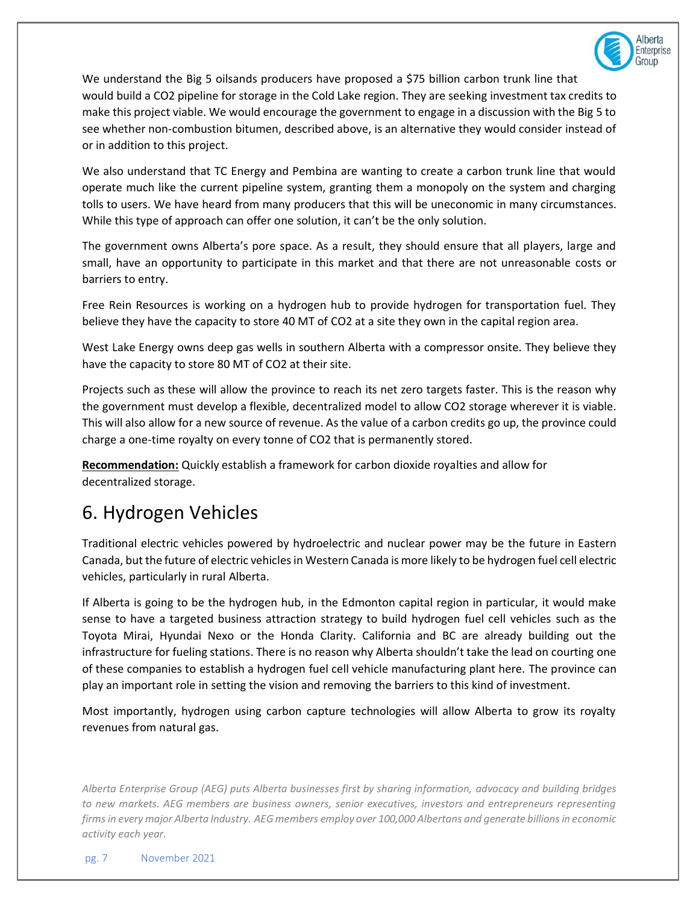We understand the Big 5 oilsands producers have proposed a $75 billion carbon trunk line that would build a $CO_2$ pipeline for storage in the Cold Lake region. They are seeking investment tax credits to make this project viable. We would encourage the government to engage in a discussion with the Big 5 to see whether non-combustion bitumen, described above, is an alternative they would consider instead of or in addition to this project.

We also understand that TC Energy and Pembina are wanting to create a carbon trunk line that would operate much like the current pipeline system, granting them a monopoly on the system and charging tolls to users. We have heard from many producers that this will be uneconomic in many circumstances. While this type of approach can offer one solution, it can't be the only solution.

The government owns Alberta's pore space. As a result, they should ensure that all players, large and small, have an opportunity to participate in this market and that there are not unreasonable costs or barriers to entry.

Free Rein Resources is working on a hydrogen hub to provide hydrogen for transportation fuel. They believe they have the capacity to store 40 MT of $CO_2$ at a site they own in the capital region area.

West Lake Energy owns deep gas wells in southern Alberta with a compressor onsite. They believe they have the capacity to store 80 MT of $CO_2$ at their site.

Projects such as these will allow the province to reach its net zero targets faster. This is the reason why the government must develop a flexible, decentralized model to allow $CO_2$ storage wherever it is viable. This will also allow for a new source of revenue. As the value of a carbon credits go up, the province could charge a one-time royalty on every tonne of $CO_2$ that is permanently stored.

**Recommendation:** Quickly establish a framework for carbon dioxide royalties and allow for decentralized storage.

## 6. Hydrogen Vehicles

Traditional electric vehicles powered by hydroelectric and nuclear power may be the future in Eastern Canada, but the future of electric vehicles in Western Canada is more likely to be hydrogen fuel cell electric vehicles, particularly in rural Alberta.

If Alberta is going to be the hydrogen hub, in the Edmonton capital region in particular, it would make sense to have a targeted business attraction strategy to build hydrogen fuel cell vehicles such as the Toyota Mirai, Hyundai Nexo or the Honda Clarity. California and BC are already building out the infrastructure for fueling stations. There is no reason why Alberta shouldn't take the lead on courting one of these companies to establish a hydrogen fuel cell vehicle manufacturing plant here. The province can play an important role in setting the vision and removing the barriers to this kind of investment.

Most importantly, hydrogen using carbon capture technologies will allow Alberta to grow its royalty revenues from natural gas.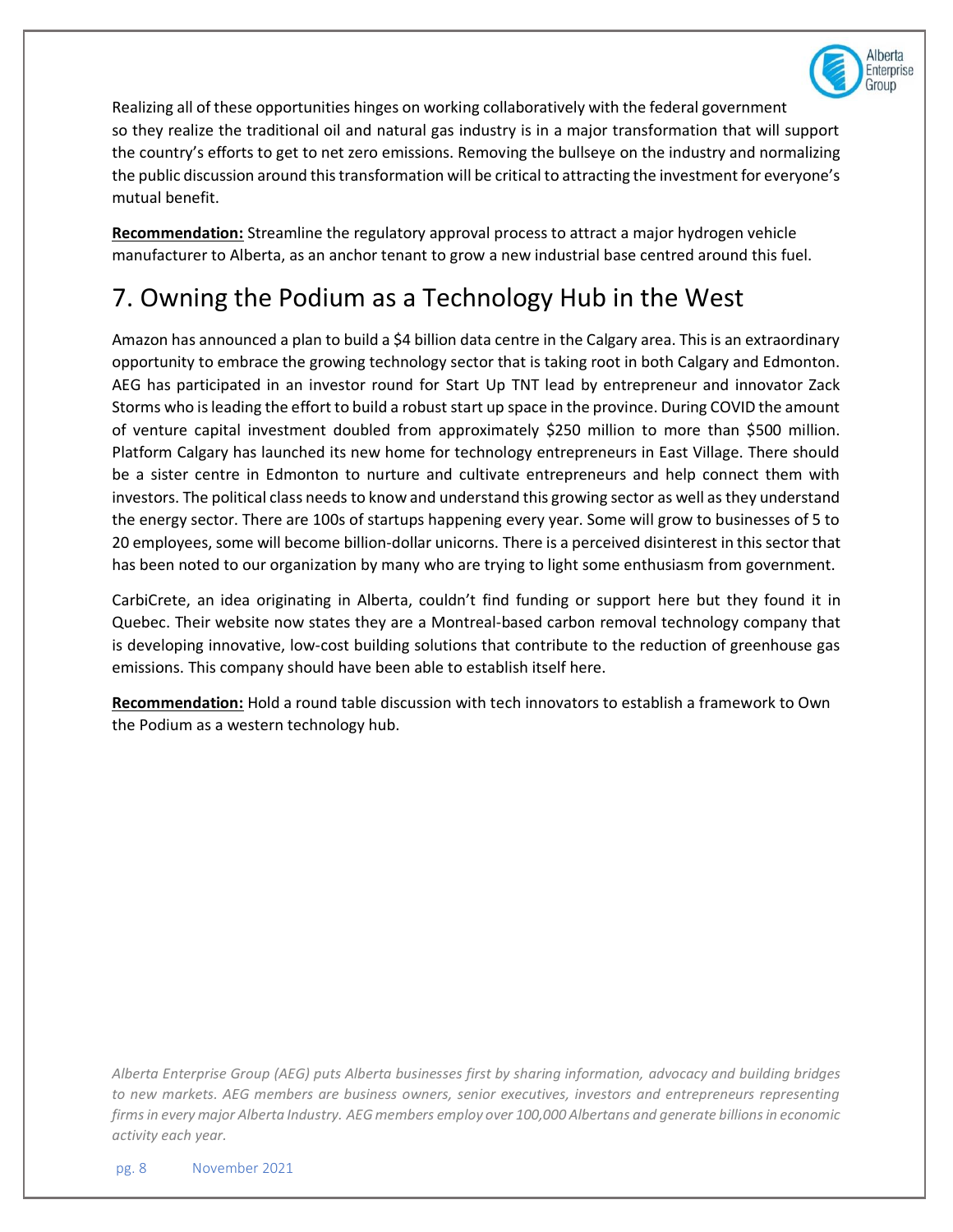Realizing all of these opportunities hinges on working collaboratively with the federal government so they realize the traditional oil and natural gas industry is in a major transformation that will support the country's efforts to get to net zero emissions. Removing the bullseye on the industry and normalizing the public discussion around this transformation will be critical to attracting the investment for everyone's mutual benefit.

**Recommendation:** Streamline the regulatory approval process to attract a major hydrogen vehicle manufacturer to Alberta, as an anchor tenant to grow a new industrial base centred around this fuel.

## 7. Owning the Podium as a Technology Hub in the West

Amazon has announced a plan to build a $4 billion data centre in the Calgary area. This is an extraordinary opportunity to embrace the growing technology sector that is taking root in both Calgary and Edmonton. AEG has participated in an investor round for Start Up TNT lead by entrepreneur and innovator Zack Storms who is leading the effort to build a robust start up space in the province. During COVID the amount of venture capital investment doubled from approximately $250 million to more than $500 million. Platform Calgary has launched its new home for technology entrepreneurs in East Village. There should be a sister centre in Edmonton to nurture and cultivate entrepreneurs and help connect them with investors. The political class needs to know and understand this growing sector as well as they understand the energy sector. There are 100s of startups happening every year. Some will grow to businesses of 5 to 20 employees, some will become billion-dollar unicorns. There is a perceived disinterest in this sector that has been noted to our organization by many who are trying to light some enthusiasm from government.

CarbiCrete, an idea originating in Alberta, couldn't find funding or support here but they found it in Quebec. Their website now states they are a Montreal-based carbon removal technology company that is developing innovative, low-cost building solutions that contribute to the reduction of greenhouse gas emissions. This company should have been able to establish itself here.

**Recommendation:** Hold a round table discussion with tech innovators to establish a framework to Own the Podium as a western technology hub.

*Alberta Enterprise Group (AEG) puts Alberta businesses first by sharing information, advocacy and building bridges to new markets. AEG members are business owners, senior executives, investors and entrepreneurs representing firms in every major Alberta Industry. AEG members employ over 100,000 Albertans and generate billions in economic activity each year.*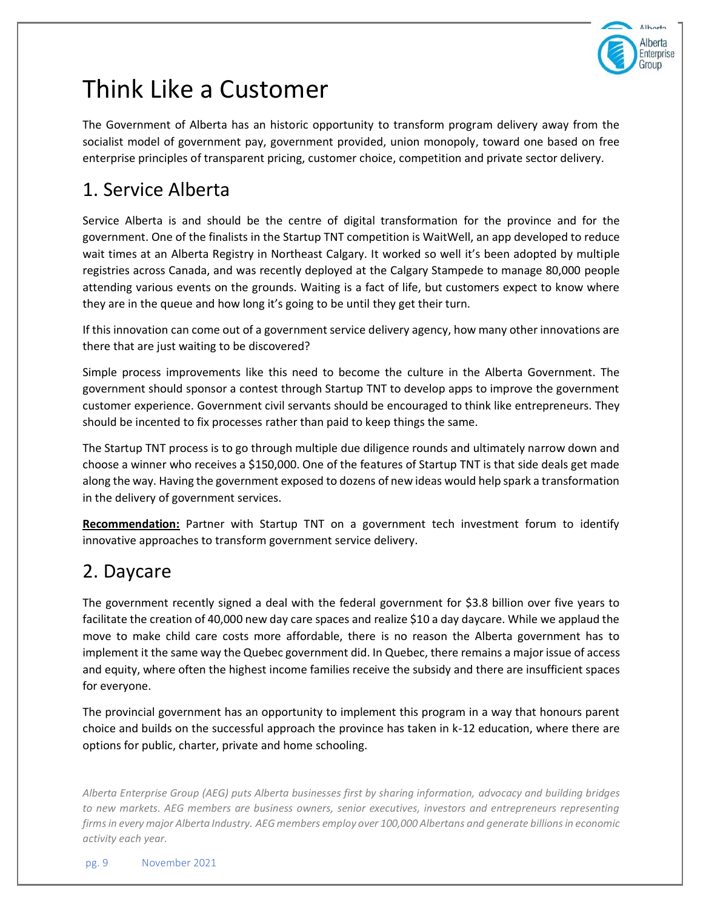# Think Like a Customer

The Government of Alberta has an historic opportunity to transform program delivery away from the socialist model of government pay, government provided, union monopoly, toward one based on free enterprise principles of transparent pricing, customer choice, competition and private sector delivery.

## 1. Service Alberta

Service Alberta is and should be the centre of digital transformation for the province and for the government. One of the finalists in the Startup TNT competition is WaitWell, an app developed to reduce wait times at an Alberta Registry in Northeast Calgary. It worked so well it's been adopted by multiple registries across Canada, and was recently deployed at the Calgary Stampede to manage 80,000 people attending various events on the grounds. Waiting is a fact of life, but customers expect to know where they are in the queue and how long it's going to be until they get their turn.

If this innovation can come out of a government service delivery agency, how many other innovations are there that are just waiting to be discovered?

Simple process improvements like this need to become the culture in the Alberta Government. The government should sponsor a contest through Startup TNT to develop apps to improve the government customer experience. Government civil servants should be encouraged to think like entrepreneurs. They should be incented to fix processes rather than paid to keep things the same.

The Startup TNT process is to go through multiple due diligence rounds and ultimately narrow down and choose a winner who receives a $150,000. One of the features of Startup TNT is that side deals get made along the way. Having the government exposed to dozens of new ideas would help spark a transformation in the delivery of government services.

**Recommendation:** Partner with Startup TNT on a government tech investment forum to identify innovative approaches to transform government service delivery.

## 2. Daycare

The government recently signed a deal with the federal government for $3.8 billion over five years to facilitate the creation of 40,000 new day care spaces and realize $10 a day daycare. While we applaud the move to make child care costs more affordable, there is no reason the Alberta government has to implement it the same way the Quebec government did. In Quebec, there remains a major issue of access and equity, where often the highest income families receive the subsidy and there are insufficient spaces for everyone.

The provincial government has an opportunity to implement this program in a way that honours parent choice and builds on the successful approach the province has taken in k-12 education, where there are options for public, charter, private and home schooling.

*Alberta Enterprise Group (AEG) puts Alberta businesses first by sharing information, advocacy and building bridges to new markets. AEG members are business owners, senior executives, investors and entrepreneurs representing firms in every major Alberta Industry. AEG members employ over 100,000 Albertans and generate billions in economic activity each year.*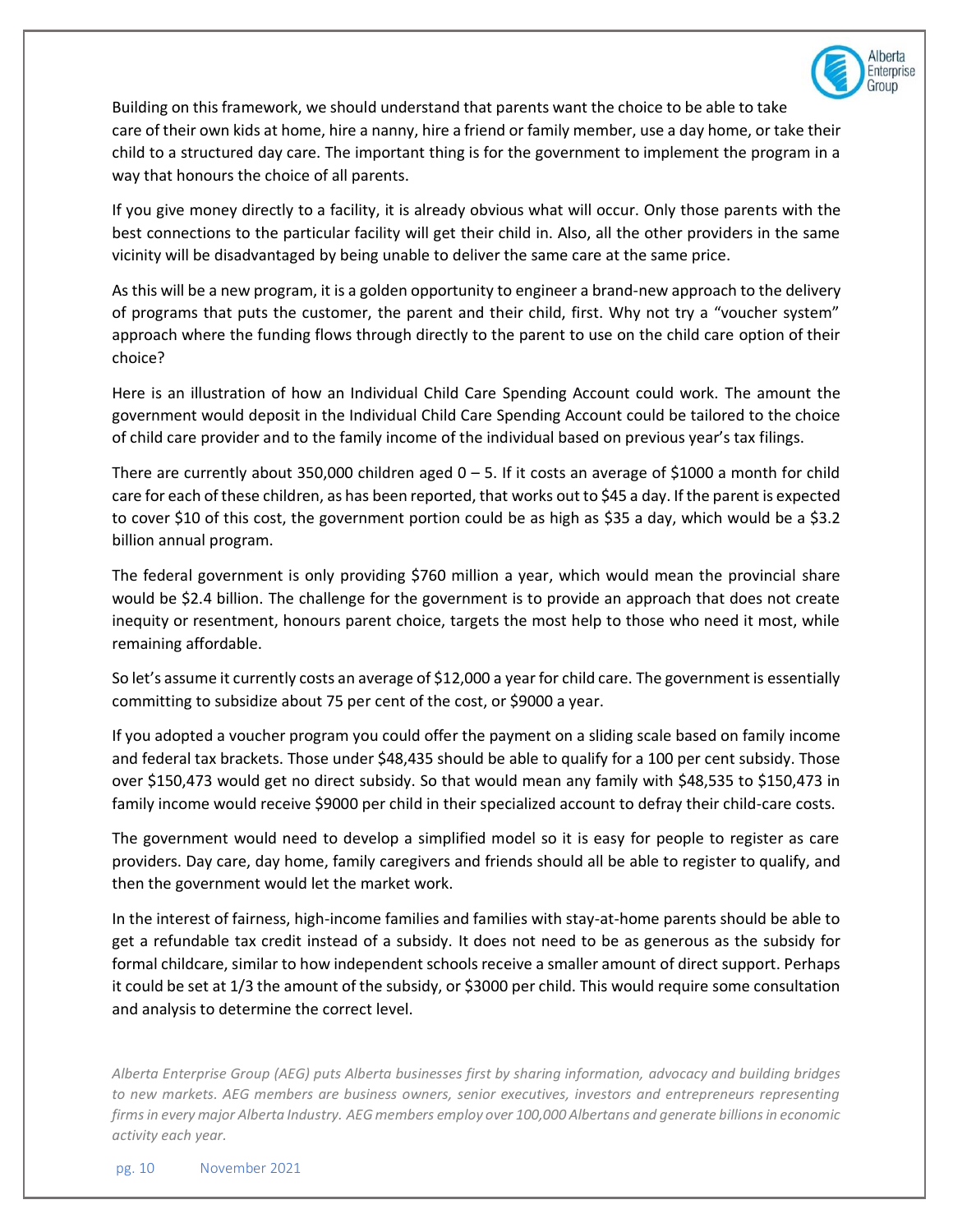Building on this framework, we should understand that parents want the choice to be able to take care of their own kids at home, hire a nanny, hire a friend or family member, use a day home, or take their child to a structured day care. The important thing is for the government to implement the program in a way that honours the choice of all parents.

If you give money directly to a facility, it is already obvious what will occur. Only those parents with the best connections to the particular facility will get their child in. Also, all the other providers in the same vicinity will be disadvantaged by being unable to deliver the same care at the same price.

As this will be a new program, it is a golden opportunity to engineer a brand-new approach to the delivery of programs that puts the customer, the parent and their child, first. Why not try a "voucher system" approach where the funding flows through directly to the parent to use on the child care option of their choice?

Here is an illustration of how an Individual Child Care Spending Account could work. The amount the government would deposit in the Individual Child Care Spending Account could be tailored to the choice of child care provider and to the family income of the individual based on previous year's tax filings.

There are currently about 350,000 children aged 0 – 5. If it costs an average of $1000 a month for child care for each of these children, as has been reported, that works out to $45 a day. If the parent is expected to cover $10 of this cost, the government portion could be as high as $35 a day, which would be a $3.2 billion annual program.

The federal government is only providing $760 million a year, which would mean the provincial share would be $2.4 billion. The challenge for the government is to provide an approach that does not create inequity or resentment, honours parent choice, targets the most help to those who need it most, while remaining affordable.

So let's assume it currently costs an average of $12,000 a year for child care. The government is essentially committing to subsidize about 75 per cent of the cost, or $9000 a year.

If you adopted a voucher program you could offer the payment on a sliding scale based on family income and federal tax brackets. Those under $48,435 should be able to qualify for a 100 per cent subsidy. Those over $150,473 would get no direct subsidy. So that would mean any family with $48,535 to $150,473 in family income would receive $9000 per child in their specialized account to defray their child-care costs.

The government would need to develop a simplified model so it is easy for people to register as care providers. Day care, day home, family caregivers and friends should all be able to register to qualify, and then the government would let the market work.

In the interest of fairness, high-income families and families with stay-at-home parents should be able to get a refundable tax credit instead of a subsidy. It does not need to be as generous as the subsidy for formal childcare, similar to how independent schools receive a smaller amount of direct support. Perhaps it could be set at 1/3 the amount of the subsidy, or $3000 per child. This would require some consultation and analysis to determine the correct level.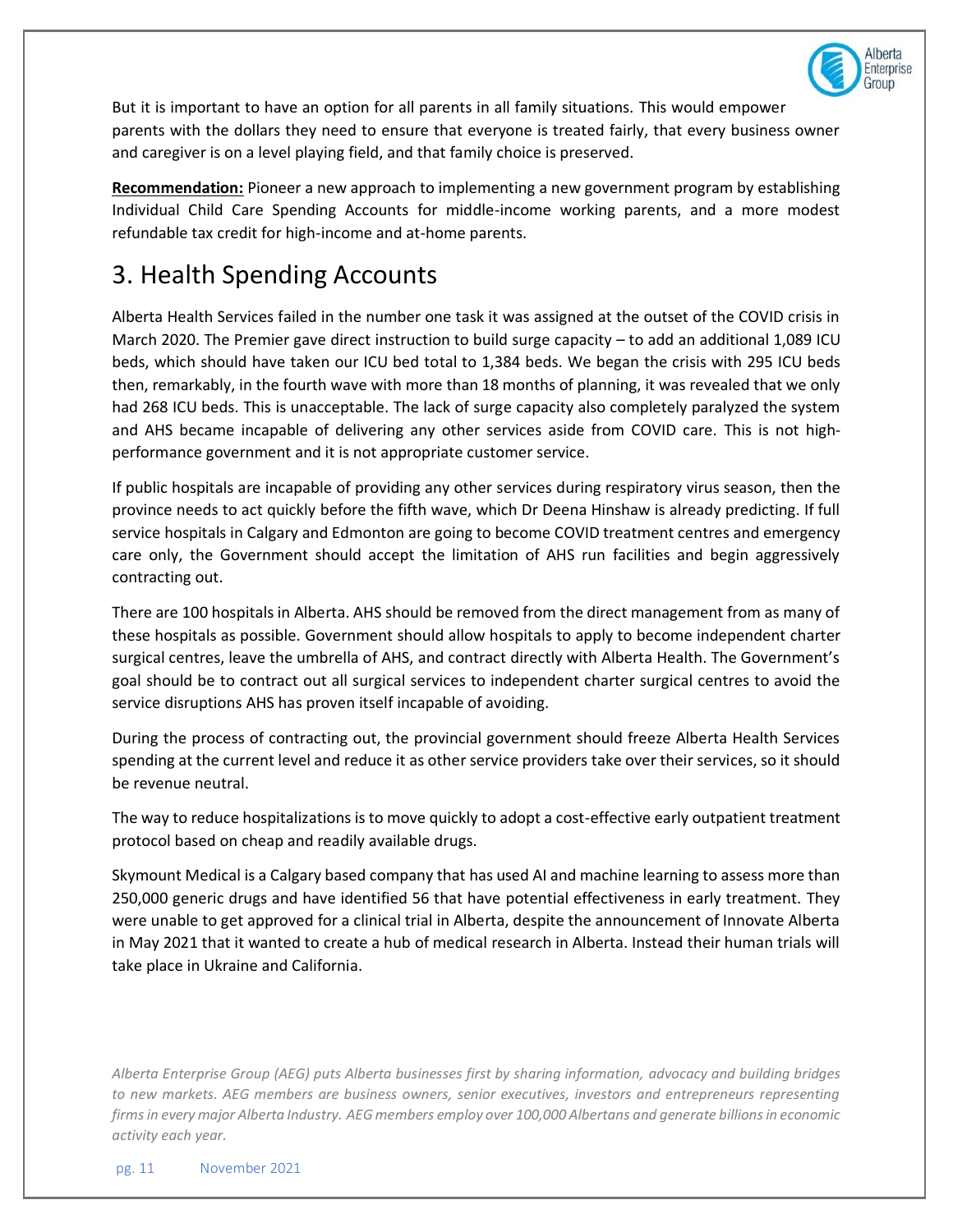But it is important to have an option for all parents in all family situations. This would empower parents with the dollars they need to ensure that everyone is treated fairly, that every business owner and caregiver is on a level playing field, and that family choice is preserved.

**Recommendation:** Pioneer a new approach to implementing a new government program by establishing Individual Child Care Spending Accounts for middle-income working parents, and a more modest refundable tax credit for high-income and at-home parents.

# 3. Health Spending Accounts

Alberta Health Services failed in the number one task it was assigned at the outset of the COVID crisis in March 2020. The Premier gave direct instruction to build surge capacity – to add an additional 1,089 ICU beds, which should have taken our ICU bed total to 1,384 beds. We began the crisis with 295 ICU beds then, remarkably, in the fourth wave with more than 18 months of planning, it was revealed that we only had 268 ICU beds. This is unacceptable. The lack of surge capacity also completely paralyzed the system and AHS became incapable of delivering any other services aside from COVID care. This is not high-performance government and it is not appropriate customer service.

If public hospitals are incapable of providing any other services during respiratory virus season, then the province needs to act quickly before the fifth wave, which Dr Deena Hinshaw is already predicting. If full service hospitals in Calgary and Edmonton are going to become COVID treatment centres and emergency care only, the Government should accept the limitation of AHS run facilities and begin aggressively contracting out.

There are 100 hospitals in Alberta. AHS should be removed from the direct management from as many of these hospitals as possible. Government should allow hospitals to apply to become independent charter surgical centres, leave the umbrella of AHS, and contract directly with Alberta Health. The Government's goal should be to contract out all surgical services to independent charter surgical centres to avoid the service disruptions AHS has proven itself incapable of avoiding.

During the process of contracting out, the provincial government should freeze Alberta Health Services spending at the current level and reduce it as other service providers take over their services, so it should be revenue neutral.

The way to reduce hospitalizations is to move quickly to adopt a cost-effective early outpatient treatment protocol based on cheap and readily available drugs.

Skymount Medical is a Calgary based company that has used AI and machine learning to assess more than 250,000 generic drugs and have identified 56 that have potential effectiveness in early treatment. They were unable to get approved for a clinical trial in Alberta, despite the announcement of Innovate Alberta in May 2021 that it wanted to create a hub of medical research in Alberta. Instead their human trials will take place in Ukraine and California.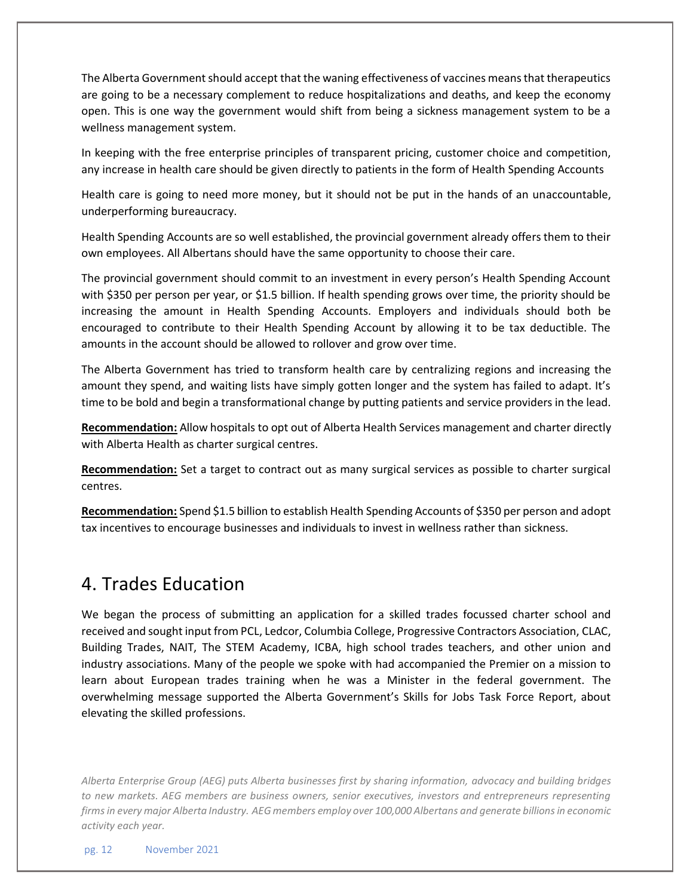The Alberta Government should accept that the waning effectiveness of vaccines means that therapeutics are going to be a necessary complement to reduce hospitalizations and deaths, and keep the economy open. This is one way the government would shift from being a sickness management system to be a wellness management system.

In keeping with the free enterprise principles of transparent pricing, customer choice and competition, any increase in health care should be given directly to patients in the form of Health Spending Accounts

Health care is going to need more money, but it should not be put in the hands of an unaccountable, underperforming bureaucracy.

Health Spending Accounts are so well established, the provincial government already offers them to their own employees. All Albertans should have the same opportunity to choose their care.

The provincial government should commit to an investment in every person's Health Spending Account with $350 per person per year, or $1.5 billion. If health spending grows over time, the priority should be increasing the amount in Health Spending Accounts. Employers and individuals should both be encouraged to contribute to their Health Spending Account by allowing it to be tax deductible. The amounts in the account should be allowed to rollover and grow over time.

The Alberta Government has tried to transform health care by centralizing regions and increasing the amount they spend, and waiting lists have simply gotten longer and the system has failed to adapt. It's time to be bold and begin a transformational change by putting patients and service providers in the lead.

**Recommendation:** Allow hospitals to opt out of Alberta Health Services management and charter directly with Alberta Health as charter surgical centres.

**Recommendation:** Set a target to contract out as many surgical services as possible to charter surgical centres.

**Recommendation:** Spend $1.5 billion to establish Health Spending Accounts of $350 per person and adopt tax incentives to encourage businesses and individuals to invest in wellness rather than sickness.

## 4. Trades Education

We began the process of submitting an application for a skilled trades focussed charter school and received and sought input from PCL, Ledcor, Columbia College, Progressive Contractors Association, CLAC, Building Trades, NAIT, The STEM Academy, ICBA, high school trades teachers, and other union and industry associations. Many of the people we spoke with had accompanied the Premier on a mission to learn about European trades training when he was a Minister in the federal government. The overwhelming message supported the Alberta Government's Skills for Jobs Task Force Report, about elevating the skilled professions.

*Alberta Enterprise Group (AEG) puts Alberta businesses first by sharing information, advocacy and building bridges to new markets. AEG members are business owners, senior executives, investors and entrepreneurs representing firms in every major Alberta Industry. AEG members employ over 100,000 Albertans and generate billions in economic activity each year.*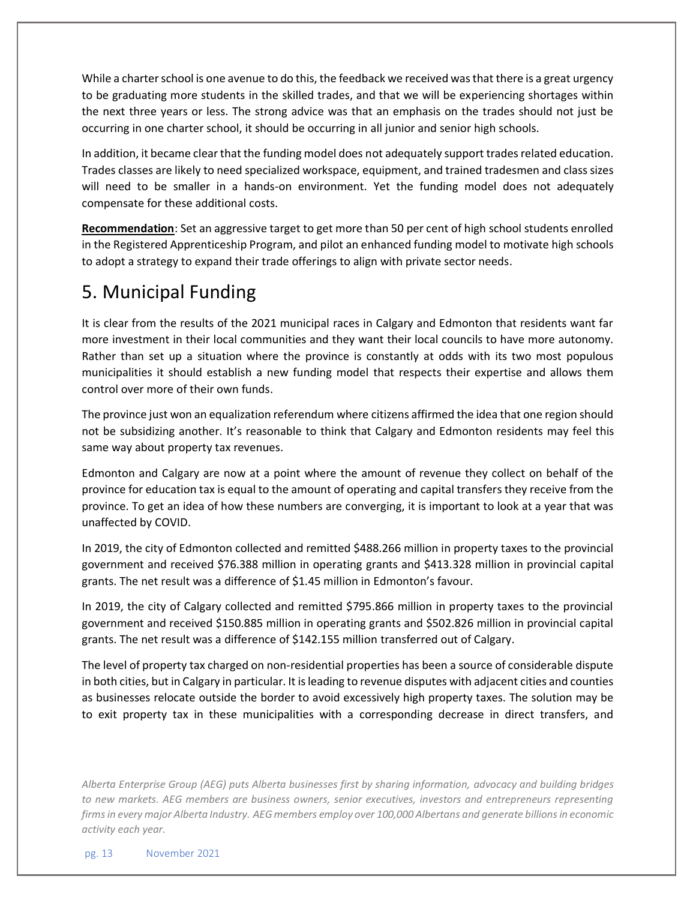While a charter school is one avenue to do this, the feedback we received was that there is a great urgency to be graduating more students in the skilled trades, and that we will be experiencing shortages within the next three years or less. The strong advice was that an emphasis on the trades should not just be occurring in one charter school, it should be occurring in all junior and senior high schools.

In addition, it became clear that the funding model does not adequately support trades related education. Trades classes are likely to need specialized workspace, equipment, and trained tradesmen and class sizes will need to be smaller in a hands-on environment. Yet the funding model does not adequately compensate for these additional costs.

**Recommendation**: Set an aggressive target to get more than 50 per cent of high school students enrolled in the Registered Apprenticeship Program, and pilot an enhanced funding model to motivate high schools to adopt a strategy to expand their trade offerings to align with private sector needs.

# 5. Municipal Funding

It is clear from the results of the 2021 municipal races in Calgary and Edmonton that residents want far more investment in their local communities and they want their local councils to have more autonomy. Rather than set up a situation where the province is constantly at odds with its two most populous municipalities it should establish a new funding model that respects their expertise and allows them control over more of their own funds.

The province just won an equalization referendum where citizens affirmed the idea that one region should not be subsidizing another. It's reasonable to think that Calgary and Edmonton residents may feel this same way about property tax revenues.

Edmonton and Calgary are now at a point where the amount of revenue they collect on behalf of the province for education tax is equal to the amount of operating and capital transfers they receive from the province. To get an idea of how these numbers are converging, it is important to look at a year that was unaffected by COVID.

In 2019, the city of Edmonton collected and remitted $488.266 million in property taxes to the provincial government and received $76.388 million in operating grants and $413.328 million in provincial capital grants. The net result was a difference of $1.45 million in Edmonton's favour.

In 2019, the city of Calgary collected and remitted $795.866 million in property taxes to the provincial government and received $150.885 million in operating grants and $502.826 million in provincial capital grants. The net result was a difference of $142.155 million transferred out of Calgary.

The level of property tax charged on non-residential properties has been a source of considerable dispute in both cities, but in Calgary in particular. It is leading to revenue disputes with adjacent cities and counties as businesses relocate outside the border to avoid excessively high property taxes. The solution may be to exit property tax in these municipalities with a corresponding decrease in direct transfers, and

*Alberta Enterprise Group (AEG) puts Alberta businesses first by sharing information, advocacy and building bridges to new markets. AEG members are business owners, senior executives, investors and entrepreneurs representing firms in every major Alberta Industry. AEG members employ over 100,000 Albertans and generate billions in economic activity each year.*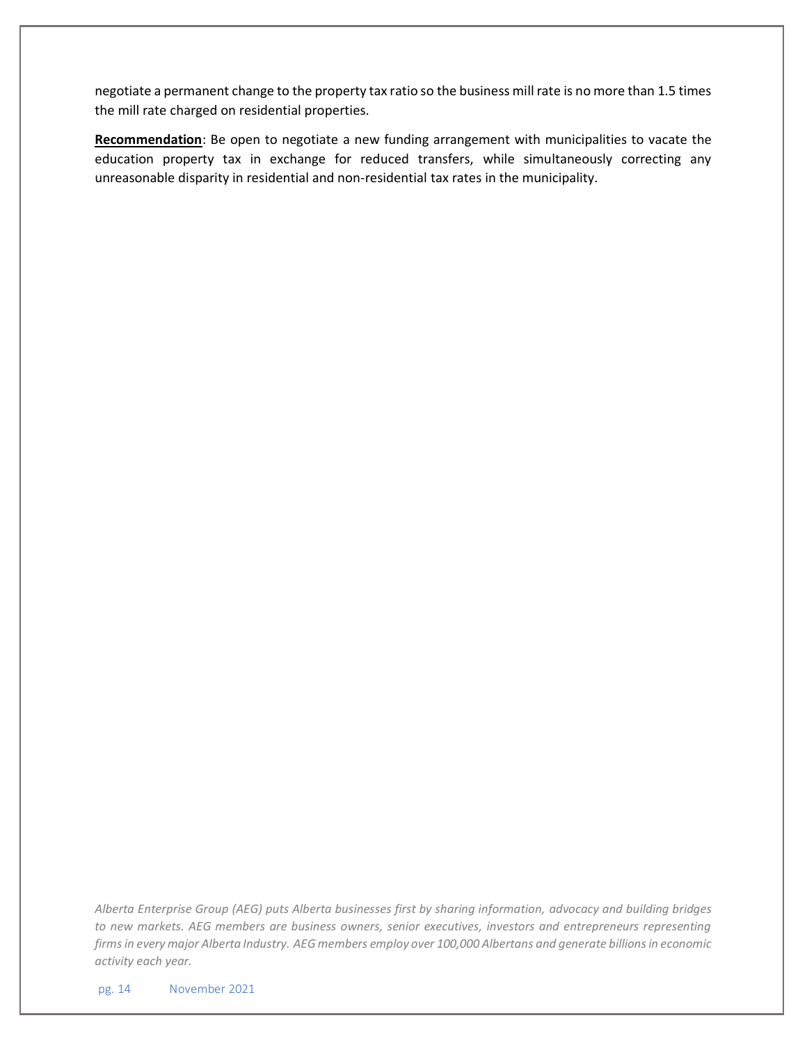negotiate a permanent change to the property tax ratio so the business mill rate is no more than 1.5 times the mill rate charged on residential properties.

**Recommendation**: Be open to negotiate a new funding arrangement with municipalities to vacate the education property tax in exchange for reduced transfers, while simultaneously correcting any unreasonable disparity in residential and non-residential tax rates in the municipality.

*Alberta Enterprise Group (AEG) puts Alberta businesses first by sharing information, advocacy and building bridges to new markets. AEG members are business owners, senior executives, investors and entrepreneurs representing firms in every major Alberta Industry. AEG members employ over 100,000 Albertans and generate billions in economic activity each year.*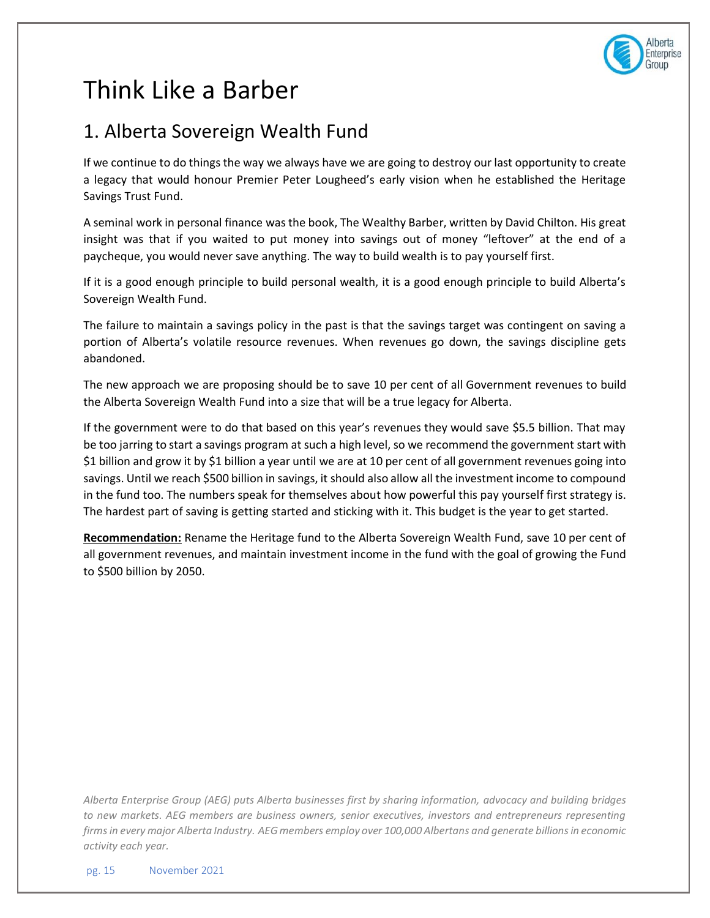# Think Like a Barber

## 1. Alberta Sovereign Wealth Fund

If we continue to do things the way we always have we are going to destroy our last opportunity to create a legacy that would honour Premier Peter Lougheed's early vision when he established the Heritage Savings Trust Fund.

A seminal work in personal finance was the book, The Wealthy Barber, written by David Chilton. His great insight was that if you waited to put money into savings out of money "leftover" at the end of a paycheque, you would never save anything. The way to build wealth is to pay yourself first.

If it is a good enough principle to build personal wealth, it is a good enough principle to build Alberta's Sovereign Wealth Fund.

The failure to maintain a savings policy in the past is that the savings target was contingent on saving a portion of Alberta's volatile resource revenues. When revenues go down, the savings discipline gets abandoned.

The new approach we are proposing should be to save 10 per cent of all Government revenues to build the Alberta Sovereign Wealth Fund into a size that will be a true legacy for Alberta.

If the government were to do that based on this year's revenues they would save $5.5 billion. That may be too jarring to start a savings program at such a high level, so we recommend the government start with $1 billion and grow it by $1 billion a year until we are at 10 per cent of all government revenues going into savings. Until we reach $500 billion in savings, it should also allow all the investment income to compound in the fund too. The numbers speak for themselves about how powerful this pay yourself first strategy is. The hardest part of saving is getting started and sticking with it. This budget is the year to get started.

**Recommendation:** Rename the Heritage fund to the Alberta Sovereign Wealth Fund, save 10 per cent of all government revenues, and maintain investment income in the fund with the goal of growing the Fund to $500 billion by 2050.

*Alberta Enterprise Group (AEG) puts Alberta businesses first by sharing information, advocacy and building bridges to new markets. AEG members are business owners, senior executives, investors and entrepreneurs representing firms in every major Alberta Industry. AEG members employ over 100,000 Albertans and generate billions in economic activity each year.*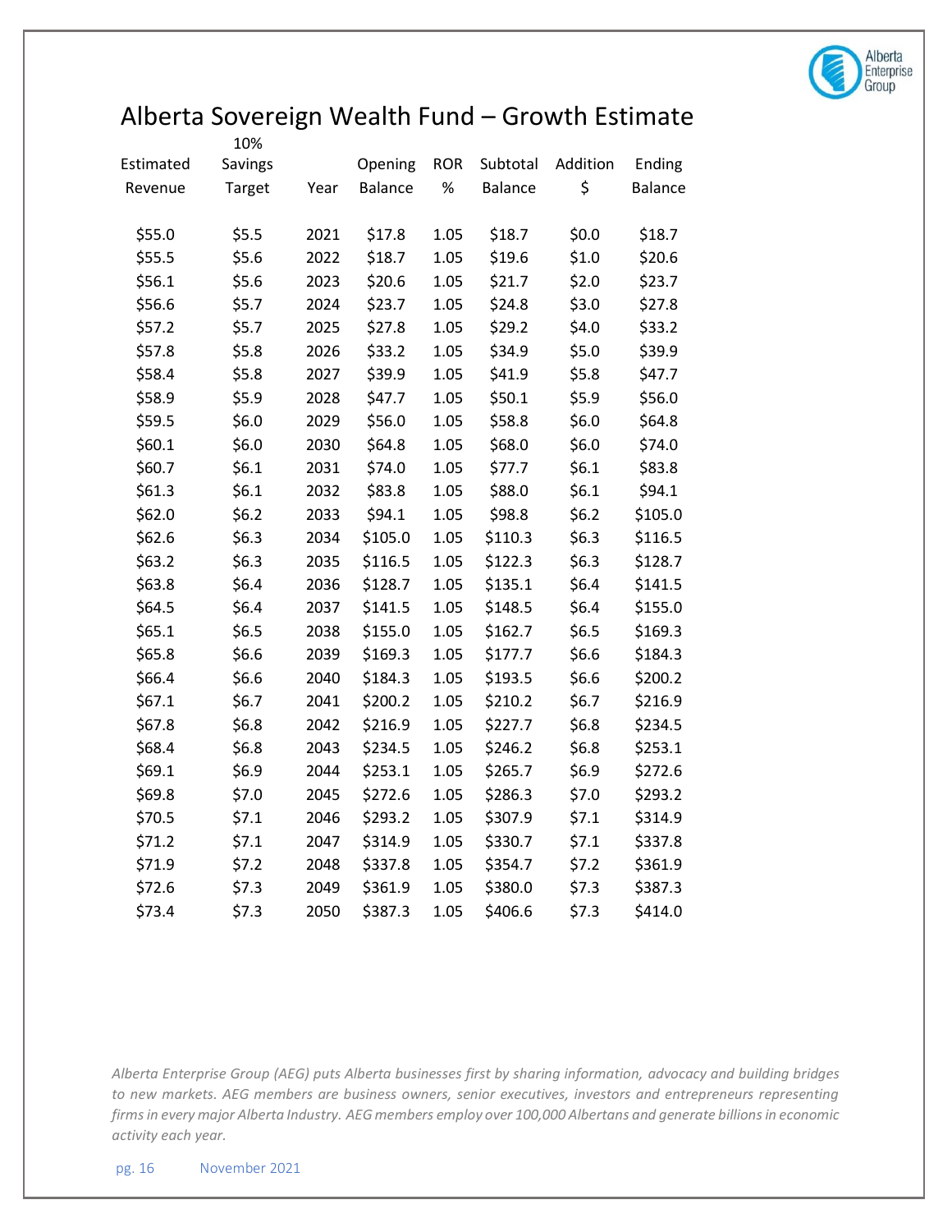# Alberta Sovereign Wealth Fund – Growth Estimate

| Estimated Revenue | 10% Savings Target | Year | Opening Balance | ROR % | Subtotal Balance | Addition $ | Ending Balance |
|---|---|---|---|---|---|---|---|
| $55.0 | $5.5 | 2021 | $17.8 | 1.05 | $18.7 | $0.0 | $18.7 |
| $55.5 | $5.6 | 2022 | $18.7 | 1.05 | $19.6 | $1.0 | $20.6 |
| $56.1 | $5.6 | 2023 | $20.6 | 1.05 | $21.7 | $2.0 | $23.7 |
| $56.6 | $5.7 | 2024 | $23.7 | 1.05 | $24.8 | $3.0 | $27.8 |
| $57.2 | $5.7 | 2025 | $27.8 | 1.05 | $29.2 | $4.0 | $33.2 |
| $57.8 | $5.8 | 2026 | $33.2 | 1.05 | $34.9 | $5.0 | $39.9 |
| $58.4 | $5.8 | 2027 | $39.9 | 1.05 | $41.9 | $5.8 | $47.7 |
| $58.9 | $5.9 | 2028 | $47.7 | 1.05 | $50.1 | $5.9 | $56.0 |
| $59.5 | $6.0 | 2029 | $56.0 | 1.05 | $58.8 | $6.0 | $64.8 |
| $60.1 | $6.0 | 2030 | $64.8 | 1.05 | $68.0 | $6.0 | $74.0 |
| $60.7 | $6.1 | 2031 | $74.0 | 1.05 | $77.7 | $6.1 | $83.8 |
| $61.3 | $6.1 | 2032 | $83.8 | 1.05 | $88.0 | $6.1 | $94.1 |
| $62.0 | $6.2 | 2033 | $94.1 | 1.05 | $98.8 | $6.2 | $105.0 |
| $62.6 | $6.3 | 2034 | $105.0 | 1.05 | $110.3 | $6.3 | $116.5 |
| $63.2 | $6.3 | 2035 | $116.5 | 1.05 | $122.3 | $6.3 | $128.7 |
| $63.8 | $6.4 | 2036 | $128.7 | 1.05 | $135.1 | $6.4 | $141.5 |
| $64.5 | $6.4 | 2037 | $141.5 | 1.05 | $148.5 | $6.4 | $155.0 |
| $65.1 | $6.5 | 2038 | $155.0 | 1.05 | $162.7 | $6.5 | $169.3 |
| $65.8 | $6.6 | 2039 | $169.3 | 1.05 | $177.7 | $6.6 | $184.3 |
| $66.4 | $6.6 | 2040 | $184.3 | 1.05 | $193.5 | $6.6 | $200.2 |
| $67.1 | $6.7 | 2041 | $200.2 | 1.05 | $210.2 | $6.7 | $216.9 |
| $67.8 | $6.8 | 2042 | $216.9 | 1.05 | $227.7 | $6.8 | $234.5 |
| $68.4 | $6.8 | 2043 | $234.5 | 1.05 | $246.2 | $6.8 | $253.1 |
| $69.1 | $6.9 | 2044 | $253.1 | 1.05 | $265.7 | $6.9 | $272.6 |
| $69.8 | $7.0 | 2045 | $272.6 | 1.05 | $286.3 | $7.0 | $293.2 |
| $70.5 | $7.1 | 2046 | $293.2 | 1.05 | $307.9 | $7.1 | $314.9 |
| $71.2 | $7.1 | 2047 | $314.9 | 1.05 | $330.7 | $7.1 | $337.8 |
| $71.9 | $7.2 | 2048 | $337.8 | 1.05 | $354.7 | $7.2 | $361.9 |
| $72.6 | $7.3 | 2049 | $361.9 | 1.05 | $380.0 | $7.3 | $387.3 |
| $73.4 | $7.3 | 2050 | $387.3 | 1.05 | $406.6 | $7.3 | $414.0 |

*Alberta Enterprise Group (AEG) puts Alberta businesses first by sharing information, advocacy and building bridges to new markets. AEG members are business owners, senior executives, investors and entrepreneurs representing firms in every major Alberta Industry. AEG members employ over 100,000 Albertans and generate billions in economic activity each year.*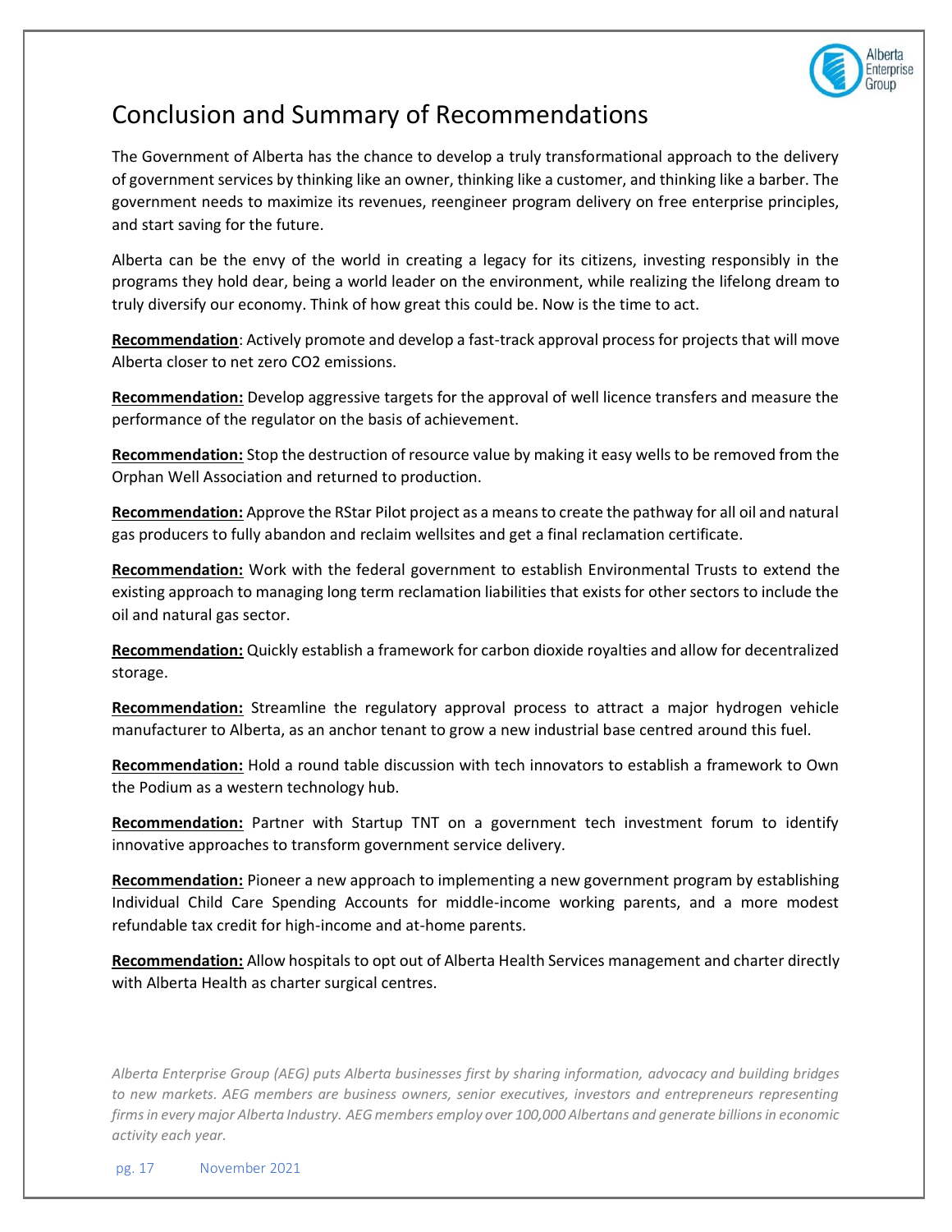# Conclusion and Summary of Recommendations

The Government of Alberta has the chance to develop a truly transformational approach to the delivery of government services by thinking like an owner, thinking like a customer, and thinking like a barber. The government needs to maximize its revenues, reengineer program delivery on free enterprise principles, and start saving for the future.

Alberta can be the envy of the world in creating a legacy for its citizens, investing responsibly in the programs they hold dear, being a world leader on the environment, while realizing the lifelong dream to truly diversify our economy. Think of how great this could be. Now is the time to act.

**Recommendation**: Actively promote and develop a fast-track approval process for projects that will move Alberta closer to net zero CO2 emissions.

**Recommendation:** Develop aggressive targets for the approval of well licence transfers and measure the performance of the regulator on the basis of achievement.

**Recommendation:** Stop the destruction of resource value by making it easy wells to be removed from the Orphan Well Association and returned to production.

**Recommendation:** Approve the RStar Pilot project as a means to create the pathway for all oil and natural gas producers to fully abandon and reclaim wellsites and get a final reclamation certificate.

**Recommendation:** Work with the federal government to establish Environmental Trusts to extend the existing approach to managing long term reclamation liabilities that exists for other sectors to include the oil and natural gas sector.

**Recommendation:** Quickly establish a framework for carbon dioxide royalties and allow for decentralized storage.

**Recommendation:** Streamline the regulatory approval process to attract a major hydrogen vehicle manufacturer to Alberta, as an anchor tenant to grow a new industrial base centred around this fuel.

**Recommendation:** Hold a round table discussion with tech innovators to establish a framework to Own the Podium as a western technology hub.

**Recommendation:** Partner with Startup TNT on a government tech investment forum to identify innovative approaches to transform government service delivery.

**Recommendation:** Pioneer a new approach to implementing a new government program by establishing Individual Child Care Spending Accounts for middle-income working parents, and a more modest refundable tax credit for high-income and at-home parents.

**Recommendation:** Allow hospitals to opt out of Alberta Health Services management and charter directly with Alberta Health as charter surgical centres.

*Alberta Enterprise Group (AEG) puts Alberta businesses first by sharing information, advocacy and building bridges to new markets. AEG members are business owners, senior executives, investors and entrepreneurs representing firms in every major Alberta Industry. AEG members employ over 100,000 Albertans and generate billions in economic activity each year.*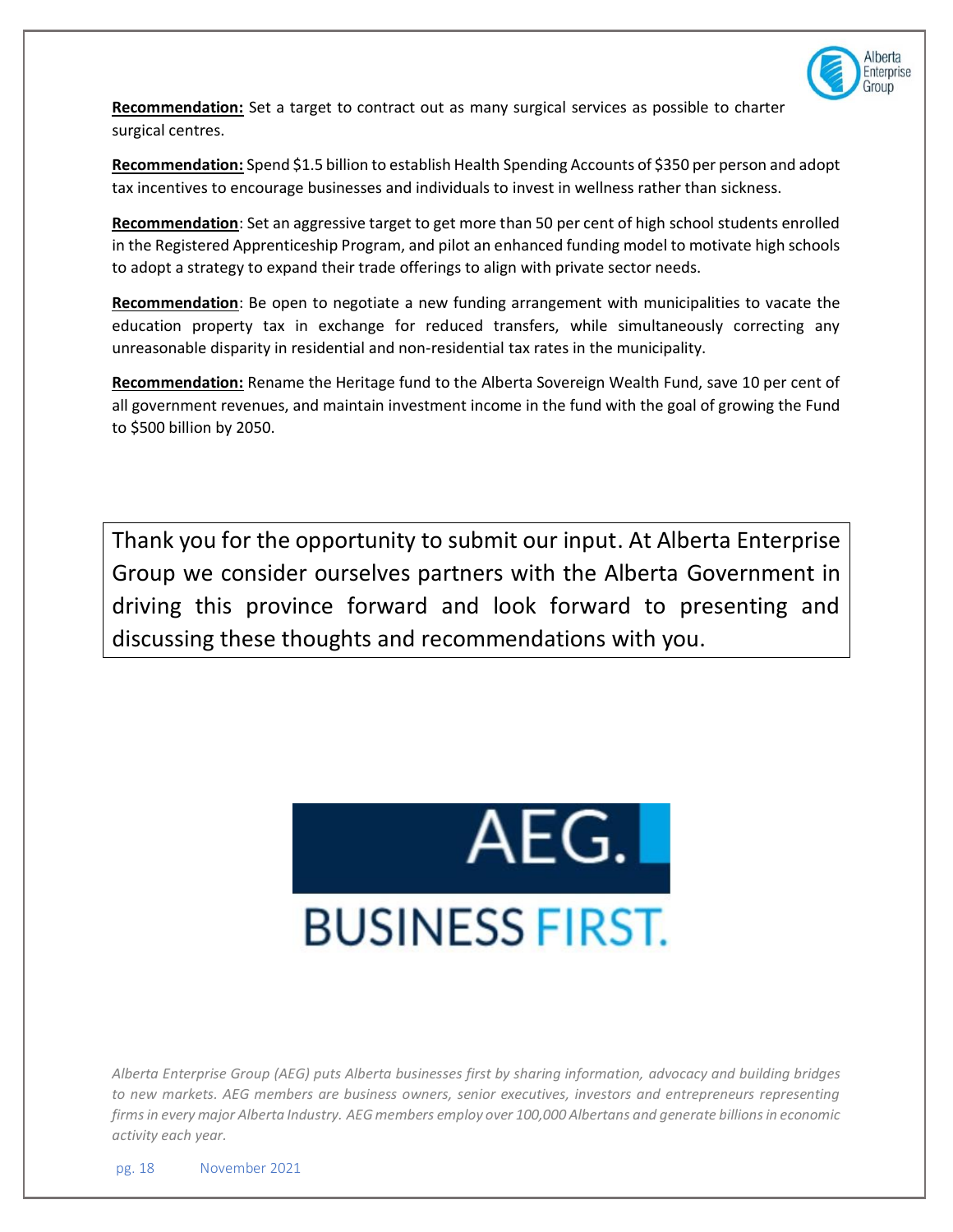**Recommendation:** Set a target to contract out as many surgical services as possible to charter surgical centres.

**Recommendation:** Spend $1.5 billion to establish Health Spending Accounts of $350 per person and adopt tax incentives to encourage businesses and individuals to invest in wellness rather than sickness.

**Recommendation**: Set an aggressive target to get more than 50 per cent of high school students enrolled in the Registered Apprenticeship Program, and pilot an enhanced funding model to motivate high schools to adopt a strategy to expand their trade offerings to align with private sector needs.

**Recommendation**: Be open to negotiate a new funding arrangement with municipalities to vacate the education property tax in exchange for reduced transfers, while simultaneously correcting any unreasonable disparity in residential and non-residential tax rates in the municipality.

**Recommendation:** Rename the Heritage fund to the Alberta Sovereign Wealth Fund, save 10 per cent of all government revenues, and maintain investment income in the fund with the goal of growing the Fund to $500 billion by 2050.

Thank you for the opportunity to submit our input. At Alberta Enterprise Group we consider ourselves partners with the Alberta Government in driving this province forward and look forward to presenting and discussing these thoughts and recommendations with you.

AEG.

BUSINESS FIRST.

*Alberta Enterprise Group (AEG) puts Alberta businesses first by sharing information, advocacy and building bridges to new markets. AEG members are business owners, senior executives, investors and entrepreneurs representing firms in every major Alberta Industry. AEG members employ over 100,000 Albertans and generate billions in economic activity each year.*